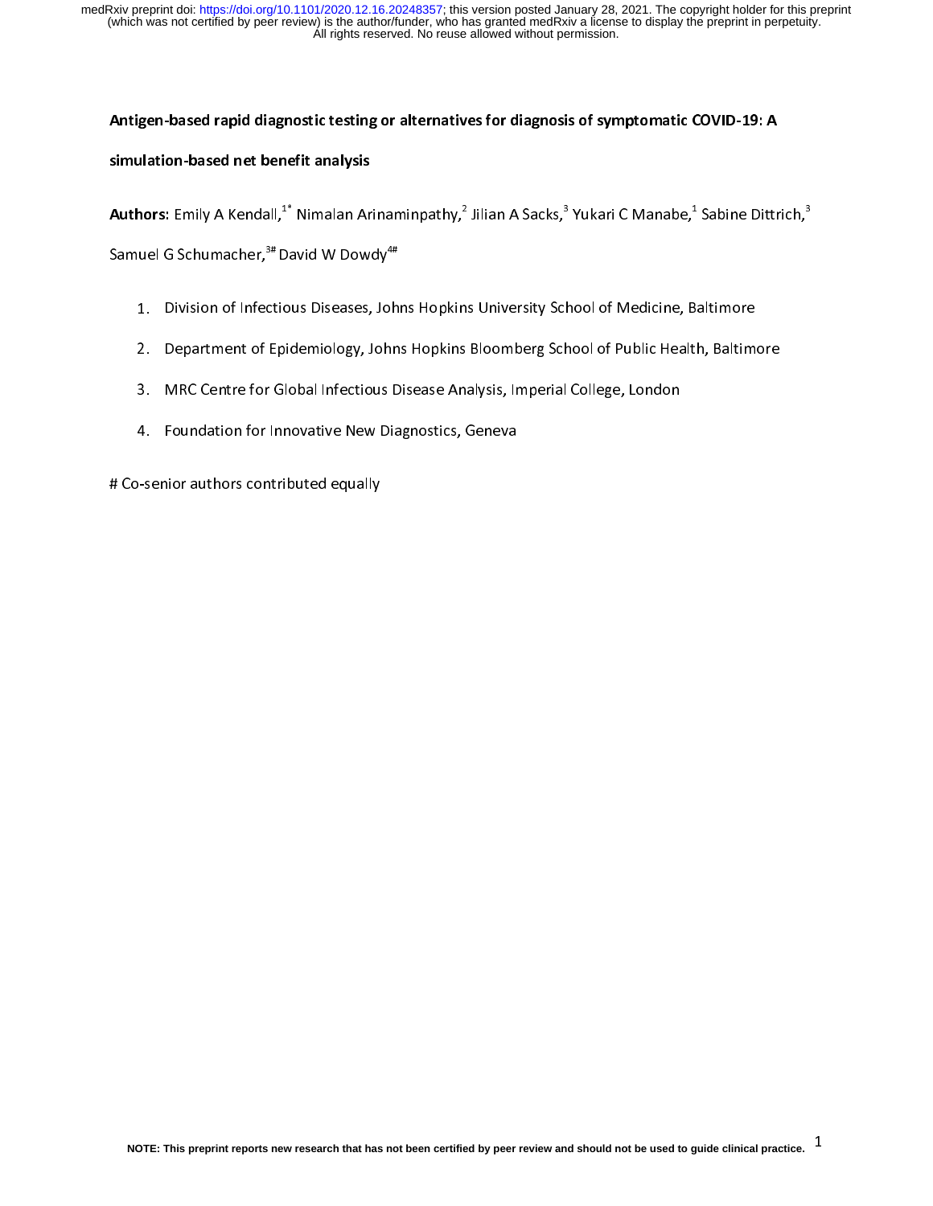# Antigen-based rapid diagnostic testing or alternatives for diagnosis of symptomatic COVID-19: A simulation-based net benefit analysis

**Authors**: Emily A Kendall,[1*] Nimalan Arinaminpathy,[2] Jilian A Sacks,[3] Yukari C Manabe,[1] Sabine Dittrich,[3] Samuel G Schumacher,[3#] David W Dowdy[4#]

1. Division of Infectious Diseases, Johns Hopkins University School of Medicine, Baltimore
2. Department of Epidemiology, Johns Hopkins Bloomberg School of Public Health, Baltimore
3. MRC Centre for Global Infectious Disease Analysis, Imperial College, London
4. Foundation for Innovative New Diagnostics, Geneva

# Co-senior authors contributed equally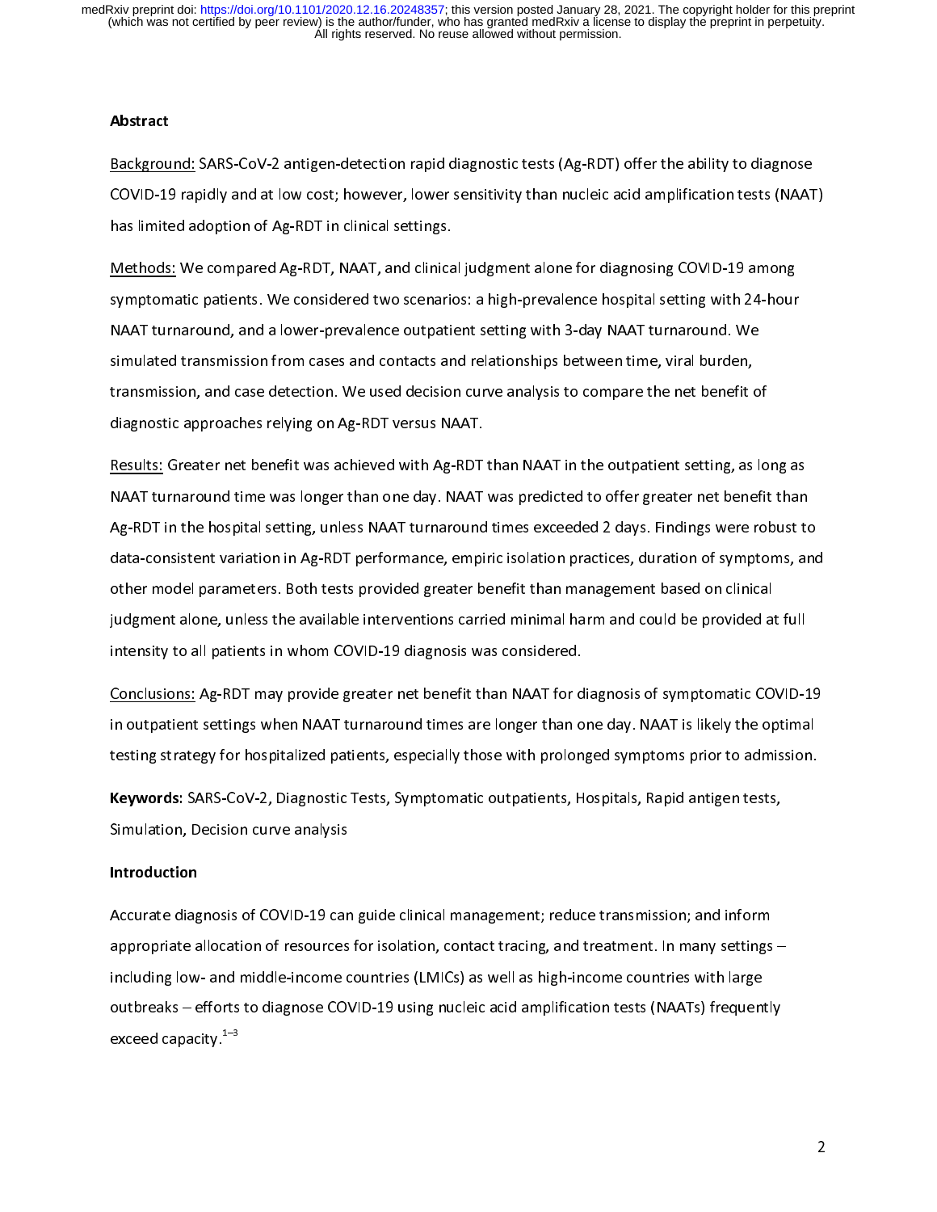## Abstract

Background: SARS-CoV-2 antigen-detection rapid diagnostic tests (Ag-RDT) offer the ability to diagnose COVID-19 rapidly and at low cost; however, lower sensitivity than nucleic acid amplification tests (NAAT) has limited adoption of Ag-RDT in clinical settings.

Methods: We compared Ag-RDT, NAAT, and clinical judgment alone for diagnosing COVID-19 among symptomatic patients. We considered two scenarios: a high-prevalence hospital setting with 24-hour NAAT turnaround, and a lower-prevalence outpatient setting with 3-day NAAT turnaround. We simulated transmission from cases and contacts and relationships between time, viral burden, transmission, and case detection. We used decision curve analysis to compare the net benefit of diagnostic approaches relying on Ag-RDT versus NAAT.

Results: Greater net benefit was achieved with Ag-RDT than NAAT in the outpatient setting, as long as NAAT turnaround time was longer than one day. NAAT was predicted to offer greater net benefit than Ag-RDT in the hospital setting, unless NAAT turnaround times exceeded 2 days. Findings were robust to data-consistent variation in Ag-RDT performance, empiric isolation practices, duration of symptoms, and other model parameters. Both tests provided greater benefit than management based on clinical judgment alone, unless the available interventions carried minimal harm and could be provided at full intensity to all patients in whom COVID-19 diagnosis was considered.

Conclusions: Ag-RDT may provide greater net benefit than NAAT for diagnosis of symptomatic COVID-19 in outpatient settings when NAAT turnaround times are longer than one day. NAAT is likely the optimal testing strategy for hospitalized patients, especially those with prolonged symptoms prior to admission.

**Keywords**: SARS-CoV-2, Diagnostic Tests, Symptomatic outpatients, Hospitals, Rapid antigen tests, Simulation, Decision curve analysis

## Introduction

Accurate diagnosis of COVID-19 can guide clinical management; reduce transmission; and inform appropriate allocation of resources for isolation, contact tracing, and treatment. In many settings – including low- and middle-income countries (LMICs) as well as high-income countries with large outbreaks – efforts to diagnose COVID-19 using nucleic acid amplification tests (NAATs) frequently exceed capacity.[1–3]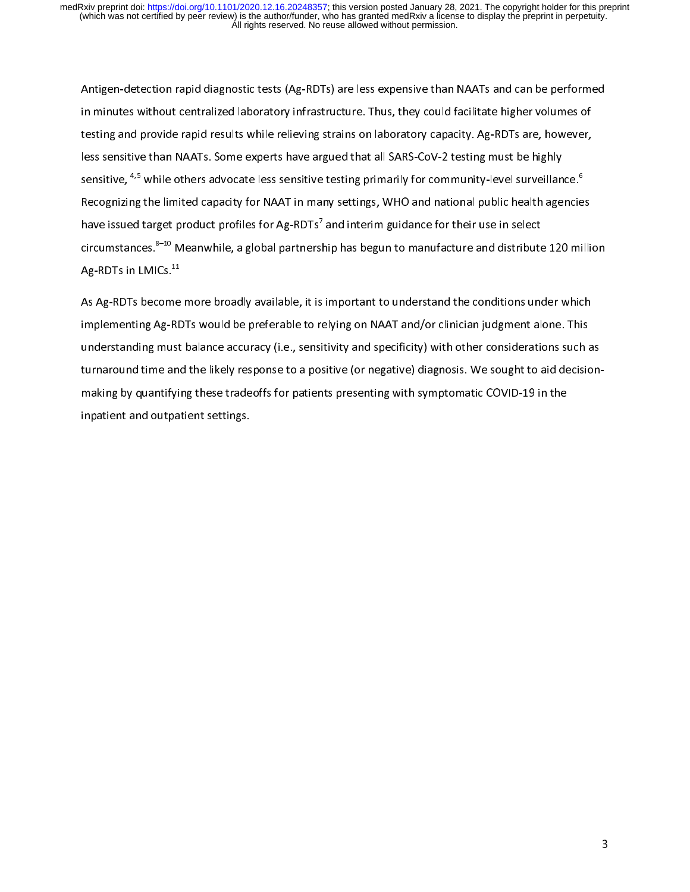Antigen-detection rapid diagnostic tests (Ag-RDTs) are less expensive than NAATs and can be performed in minutes without centralized laboratory infrastructure. Thus, they could facilitate higher volumes of testing and provide rapid results while relieving strains on laboratory capacity. Ag-RDTs are, however, less sensitive than NAATs. Some experts have argued that all SARS-CoV-2 testing must be highly sensitive,[4,5] while others advocate less sensitive testing primarily for community-level surveillance.[6] Recognizing the limited capacity for NAAT in many settings, WHO and national public health agencies have issued target product profiles for Ag-RDTs[7] and interim guidance for their use in select circumstances.[8–10] Meanwhile, a global partnership has begun to manufacture and distribute 120 million Ag-RDTs in LMICs.[11]

As Ag-RDTs become more broadly available, it is important to understand the conditions under which implementing Ag-RDTs would be preferable to relying on NAAT and/or clinician judgment alone. This understanding must balance accuracy (i.e., sensitivity and specificity) with other considerations such as turnaround time and the likely response to a positive (or negative) diagnosis. We sought to aid decision-making by quantifying these tradeoffs for patients presenting with symptomatic COVID-19 in the inpatient and outpatient settings.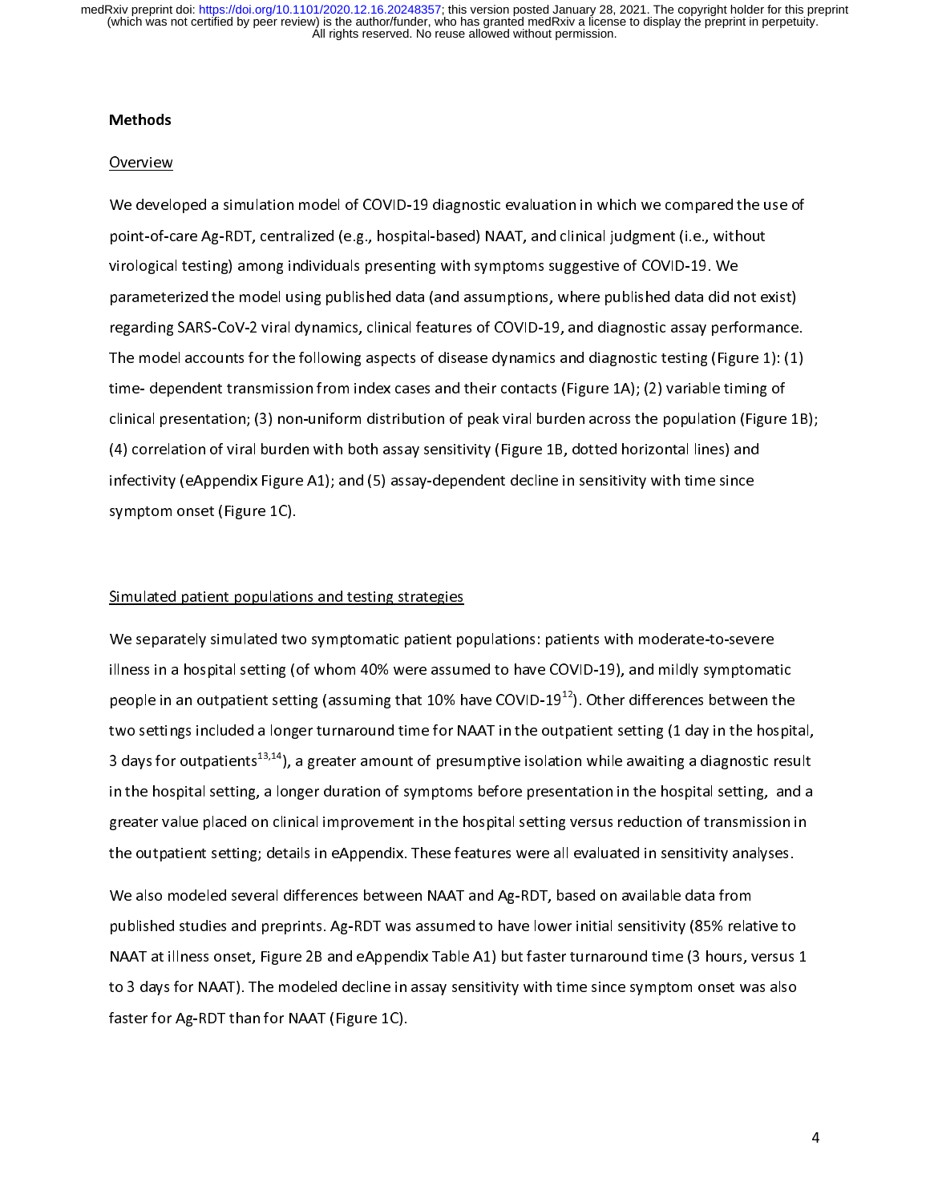## Methods

### Overview

We developed a simulation model of COVID-19 diagnostic evaluation in which we compared the use of point-of-care Ag-RDT, centralized (e.g., hospital-based) NAAT, and clinical judgment (i.e., without virological testing) among individuals presenting with symptoms suggestive of COVID-19. We parameterized the model using published data (and assumptions, where published data did not exist) regarding SARS-CoV-2 viral dynamics, clinical features of COVID-19, and diagnostic assay performance. The model accounts for the following aspects of disease dynamics and diagnostic testing (Figure 1): (1) time- dependent transmission from index cases and their contacts (Figure 1A); (2) variable timing of clinical presentation; (3) non-uniform distribution of peak viral burden across the population (Figure 1B); (4) correlation of viral burden with both assay sensitivity (Figure 1B, dotted horizontal lines) and infectivity (eAppendix Figure A1); and (5) assay-dependent decline in sensitivity with time since symptom onset (Figure 1C).

### Simulated patient populations and testing strategies

We separately simulated two symptomatic patient populations: patients with moderate-to-severe illness in a hospital setting (of whom 40% were assumed to have COVID-19), and mildly symptomatic people in an outpatient setting (assuming that 10% have COVID-19[12]). Other differences between the two settings included a longer turnaround time for NAAT in the outpatient setting (1 day in the hospital, 3 days for outpatients[13,14]), a greater amount of presumptive isolation while awaiting a diagnostic result in the hospital setting, a longer duration of symptoms before presentation in the hospital setting, and a greater value placed on clinical improvement in the hospital setting versus reduction of transmission in the outpatient setting; details in eAppendix. These features were all evaluated in sensitivity analyses.

We also modeled several differences between NAAT and Ag-RDT, based on available data from published studies and preprints. Ag-RDT was assumed to have lower initial sensitivity (85% relative to NAAT at illness onset, Figure 2B and eAppendix Table A1) but faster turnaround time (3 hours, versus 1 to 3 days for NAAT). The modeled decline in assay sensitivity with time since symptom onset was also faster for Ag-RDT than for NAAT (Figure 1C).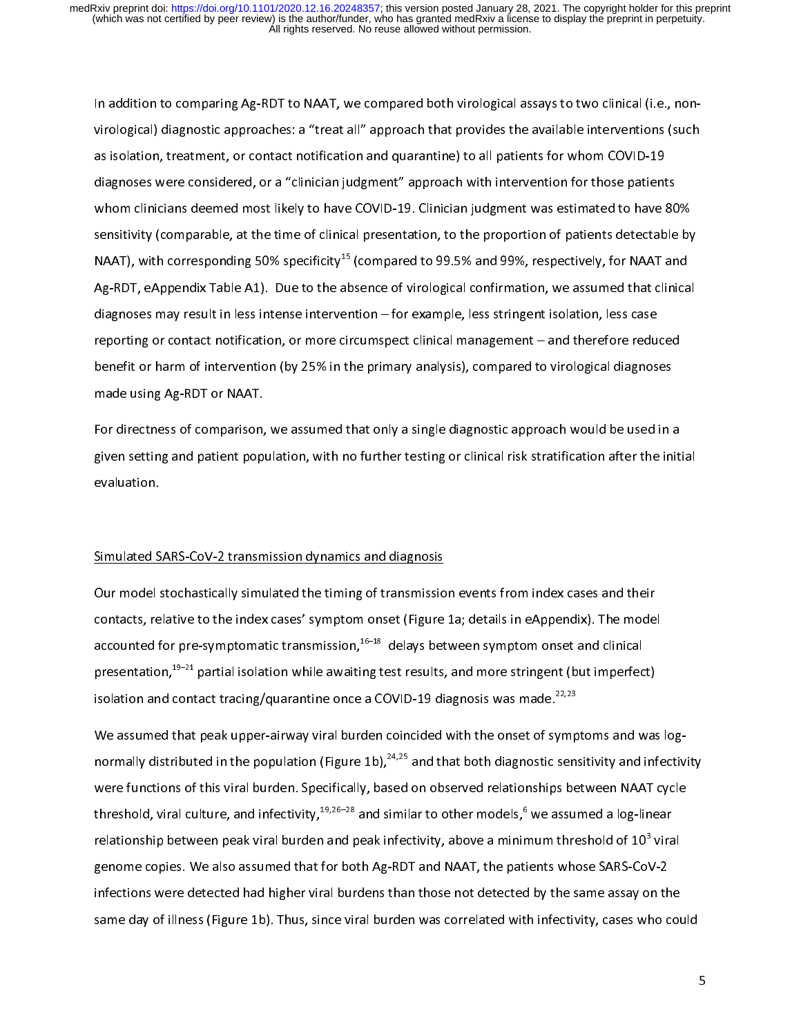In addition to comparing Ag-RDT to NAAT, we compared both virological assays to two clinical (i.e., non-virological) diagnostic approaches: a "treat all" approach that provides the available interventions (such as isolation, treatment, or contact notification and quarantine) to all patients for whom COVID-19 diagnoses were considered, or a "clinician judgment" approach with intervention for those patients whom clinicians deemed most likely to have COVID-19. Clinician judgment was estimated to have 80% sensitivity (comparable, at the time of clinical presentation, to the proportion of patients detectable by NAAT), with corresponding 50% specificity[15] (compared to 99.5% and 99%, respectively, for NAAT and Ag-RDT, eAppendix Table A1). Due to the absence of virological confirmation, we assumed that clinical diagnoses may result in less intense intervention – for example, less stringent isolation, less case reporting or contact notification, or more circumspect clinical management – and therefore reduced benefit or harm of intervention (by 25% in the primary analysis), compared to virological diagnoses made using Ag-RDT or NAAT.

For directness of comparison, we assumed that only a single diagnostic approach would be used in a given setting and patient population, with no further testing or clinical risk stratification after the initial evaluation.

## Simulated SARS-CoV-2 transmission dynamics and diagnosis

Our model stochastically simulated the timing of transmission events from index cases and their contacts, relative to the index cases' symptom onset (Figure 1a; details in eAppendix). The model accounted for pre-symptomatic transmission,[16–18] delays between symptom onset and clinical presentation,[19–21] partial isolation while awaiting test results, and more stringent (but imperfect) isolation and contact tracing/quarantine once a COVID-19 diagnosis was made.[22,23]

We assumed that peak upper-airway viral burden coincided with the onset of symptoms and was log-normally distributed in the population (Figure 1b),[24,25] and that both diagnostic sensitivity and infectivity were functions of this viral burden. Specifically, based on observed relationships between NAAT cycle threshold, viral culture, and infectivity,[19,26–28] and similar to other models,[6] we assumed a log-linear relationship between peak viral burden and peak infectivity, above a minimum threshold of $10^3$ viral genome copies. We also assumed that for both Ag-RDT and NAAT, the patients whose SARS-CoV-2 infections were detected had higher viral burdens than those not detected by the same assay on the same day of illness (Figure 1b). Thus, since viral burden was correlated with infectivity, cases who could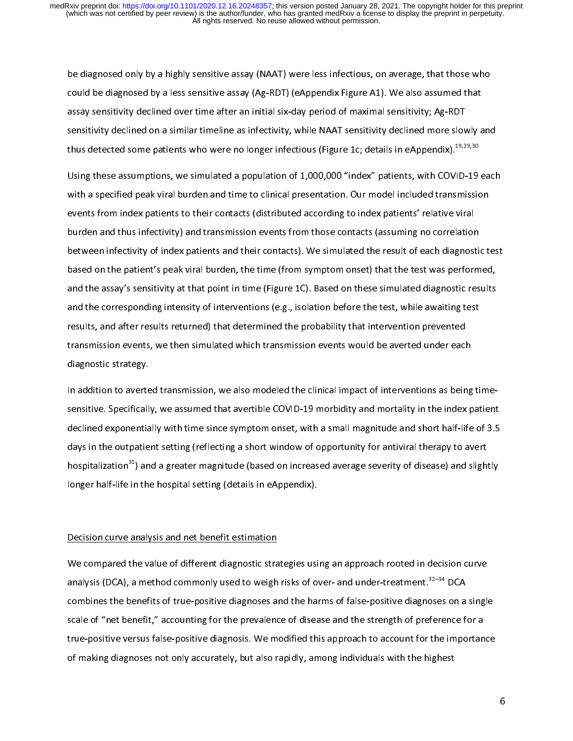be diagnosed only by a highly sensitive assay (NAAT) were less infectious, on average, that those who could be diagnosed by a less sensitive assay (Ag-RDT) (eAppendix Figure A1). We also assumed that assay sensitivity declined over time after an initial six-day period of maximal sensitivity; Ag-RDT sensitivity declined on a similar timeline as infectivity, while NAAT sensitivity declined more slowly and thus detected some patients who were no longer infectious (Figure 1c; details in eAppendix).[19,29,30]

Using these assumptions, we simulated a population of 1,000,000 "index" patients, with COVID-19 each with a specified peak viral burden and time to clinical presentation. Our model included transmission events from index patients to their contacts (distributed according to index patients' relative viral burden and thus infectivity) and transmission events from those contacts (assuming no correlation between infectivity of index patients and their contacts). We simulated the result of each diagnostic test based on the patient's peak viral burden, the time (from symptom onset) that the test was performed, and the assay's sensitivity at that point in time (Figure 1C). Based on these simulated diagnostic results and the corresponding intensity of interventions (e.g., isolation before the test, while awaiting test results, and after results returned) that determined the probability that intervention prevented transmission events, we then simulated which transmission events would be averted under each diagnostic strategy.

In addition to averted transmission, we also modeled the clinical impact of interventions as being time-sensitive. Specifically, we assumed that avertible COVID-19 morbidity and mortality in the index patient declined exponentially with time since symptom onset, with a small magnitude and short half-life of 3.5 days in the outpatient setting (reflecting a short window of opportunity for antiviral therapy to avert hospitalization[31]) and a greater magnitude (based on increased average severity of disease) and slightly longer half-life in the hospital setting (details in eAppendix).

## Decision curve analysis and net benefit estimation

We compared the value of different diagnostic strategies using an approach rooted in decision curve analysis (DCA), a method commonly used to weigh risks of over- and under-treatment.[32–34] DCA combines the benefits of true-positive diagnoses and the harms of false-positive diagnoses on a single scale of "net benefit," accounting for the prevalence of disease and the strength of preference for a true-positive versus false-positive diagnosis. We modified this approach to account for the importance of making diagnoses not only accurately, but also rapidly, among individuals with the highest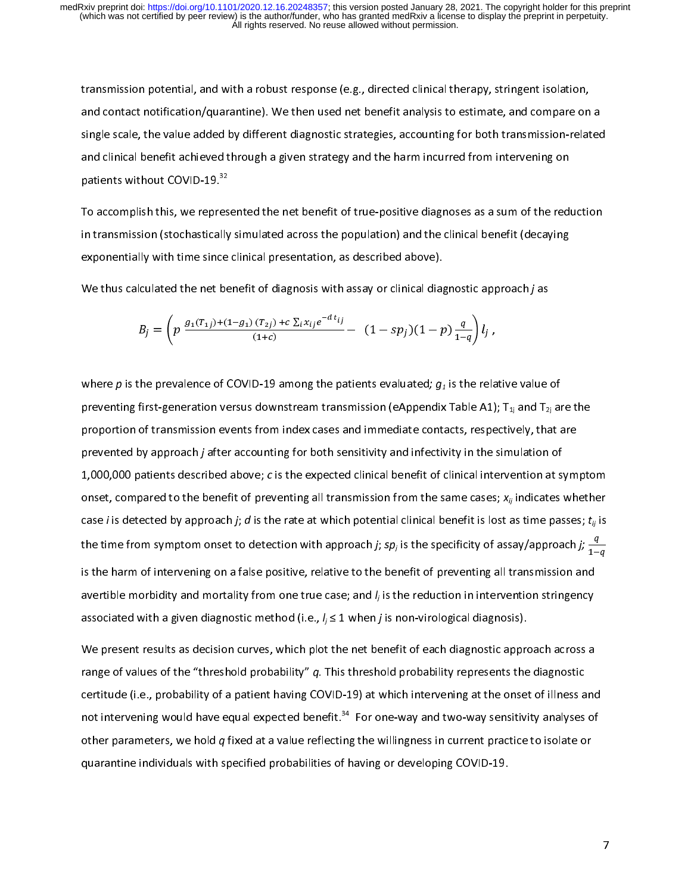transmission potential, and with a robust response (e.g., directed clinical therapy, stringent isolation, and contact notification/quarantine). We then used net benefit analysis to estimate, and compare on a single scale, the value added by different diagnostic strategies, accounting for both transmission-related and clinical benefit achieved through a given strategy and the harm incurred from intervening on patients without COVID-19.[32]

To accomplish this, we represented the net benefit of true-positive diagnoses as a sum of the reduction in transmission (stochastically simulated across the population) and the clinical benefit (decaying exponentially with time since clinical presentation, as described above).

We thus calculated the net benefit of diagnosis with assay or clinical diagnostic approach *j* as

$$B_j = \left( p \, \frac{g_1(T_{1j}) + (1-g_1)\,(T_{2j}) + c \sum_i x_{ij} e^{-d\,t_{ij}}}{(1+c)} - \; (1 - sp_j)(1-p)\frac{q}{1-q} \right) l_j \, ,$$

where $p$ is the prevalence of COVID-19 among the patients evaluated; $g_1$ is the relative value of preventing first-generation versus downstream transmission (eAppendix Table A1); $T_{1j}$ and $T_{2j}$ are the proportion of transmission events from index cases and immediate contacts, respectively, that are prevented by approach $j$ after accounting for both sensitivity and infectivity in the simulation of 1,000,000 patients described above; $c$ is the expected clinical benefit of clinical intervention at symptom onset, compared to the benefit of preventing all transmission from the same cases; $x_{ij}$ indicates whether case $i$ is detected by approach $j$; $d$ is the rate at which potential clinical benefit is lost as time passes; $t_{ij}$ is the time from symptom onset to detection with approach $j$; $sp_j$ is the specificity of assay/approach $j$; $\frac{q}{1-q}$ is the harm of intervening on a false positive, relative to the benefit of preventing all transmission and avertible morbidity and mortality from one true case; and $l_j$ is the reduction in intervention stringency associated with a given diagnostic method (i.e., $l_j \leq 1$ when $j$ is non-virological diagnosis).

We present results as decision curves, which plot the net benefit of each diagnostic approach across a range of values of the "threshold probability" $q$. This threshold probability represents the diagnostic certitude (i.e., probability of a patient having COVID-19) at which intervening at the onset of illness and not intervening would have equal expected benefit.[34] For one-way and two-way sensitivity analyses of other parameters, we hold $q$ fixed at a value reflecting the willingness in current practice to isolate or quarantine individuals with specified probabilities of having or developing COVID-19.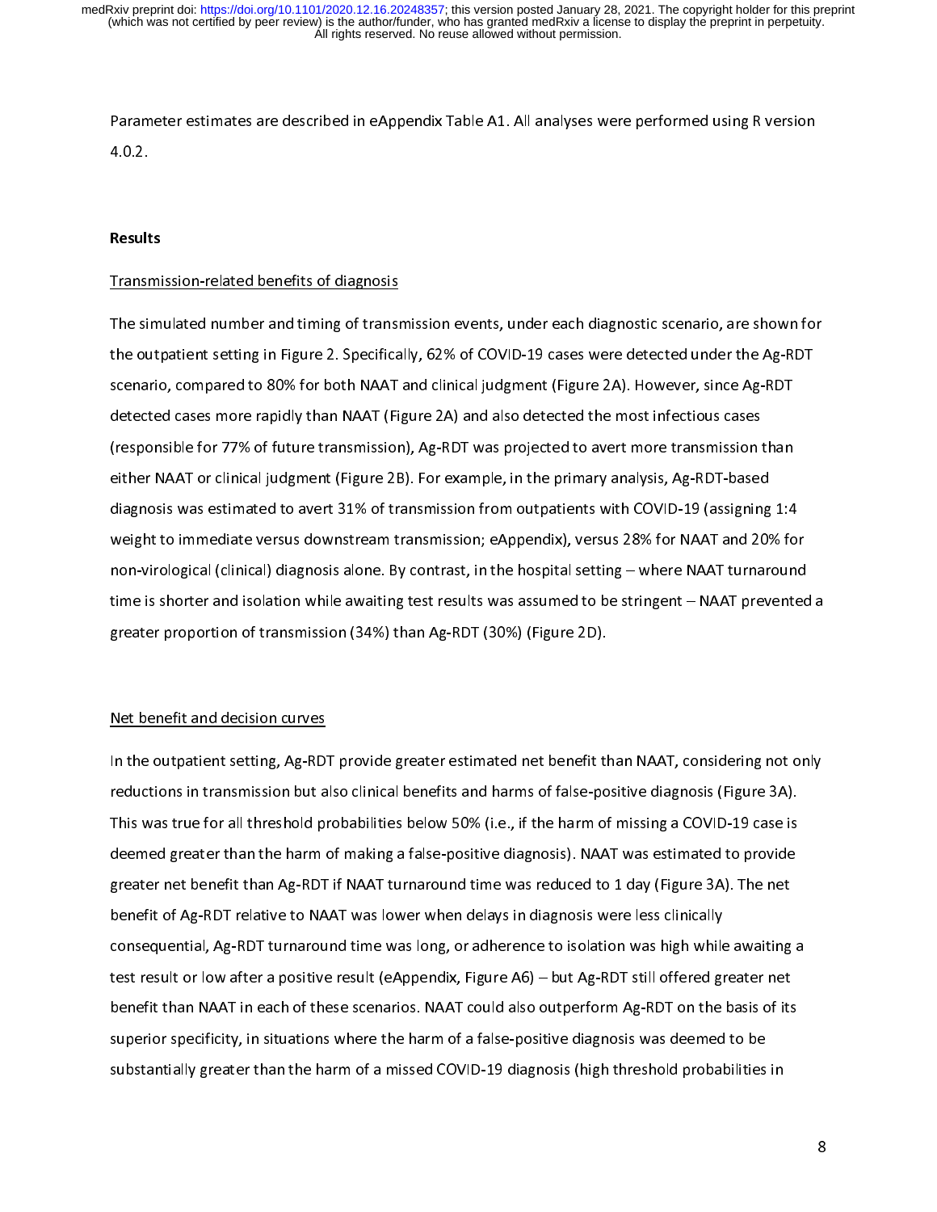Parameter estimates are described in eAppendix Table A1. All analyses were performed using R version 4.0.2.

## Results

### Transmission-related benefits of diagnosis

The simulated number and timing of transmission events, under each diagnostic scenario, are shown for the outpatient setting in Figure 2. Specifically, 62% of COVID-19 cases were detected under the Ag-RDT scenario, compared to 80% for both NAAT and clinical judgment (Figure 2A). However, since Ag-RDT detected cases more rapidly than NAAT (Figure 2A) and also detected the most infectious cases (responsible for 77% of future transmission), Ag-RDT was projected to avert more transmission than either NAAT or clinical judgment (Figure 2B). For example, in the primary analysis, Ag-RDT-based diagnosis was estimated to avert 31% of transmission from outpatients with COVID-19 (assigning 1:4 weight to immediate versus downstream transmission; eAppendix), versus 28% for NAAT and 20% for non-virological (clinical) diagnosis alone. By contrast, in the hospital setting – where NAAT turnaround time is shorter and isolation while awaiting test results was assumed to be stringent – NAAT prevented a greater proportion of transmission (34%) than Ag-RDT (30%) (Figure 2D).

### Net benefit and decision curves

In the outpatient setting, Ag-RDT provide greater estimated net benefit than NAAT, considering not only reductions in transmission but also clinical benefits and harms of false-positive diagnosis (Figure 3A). This was true for all threshold probabilities below 50% (i.e., if the harm of missing a COVID-19 case is deemed greater than the harm of making a false-positive diagnosis). NAAT was estimated to provide greater net benefit than Ag-RDT if NAAT turnaround time was reduced to 1 day (Figure 3A). The net benefit of Ag-RDT relative to NAAT was lower when delays in diagnosis were less clinically consequential, Ag-RDT turnaround time was long, or adherence to isolation was high while awaiting a test result or low after a positive result (eAppendix, Figure A6) – but Ag-RDT still offered greater net benefit than NAAT in each of these scenarios. NAAT could also outperform Ag-RDT on the basis of its superior specificity, in situations where the harm of a false-positive diagnosis was deemed to be substantially greater than the harm of a missed COVID-19 diagnosis (high threshold probabilities in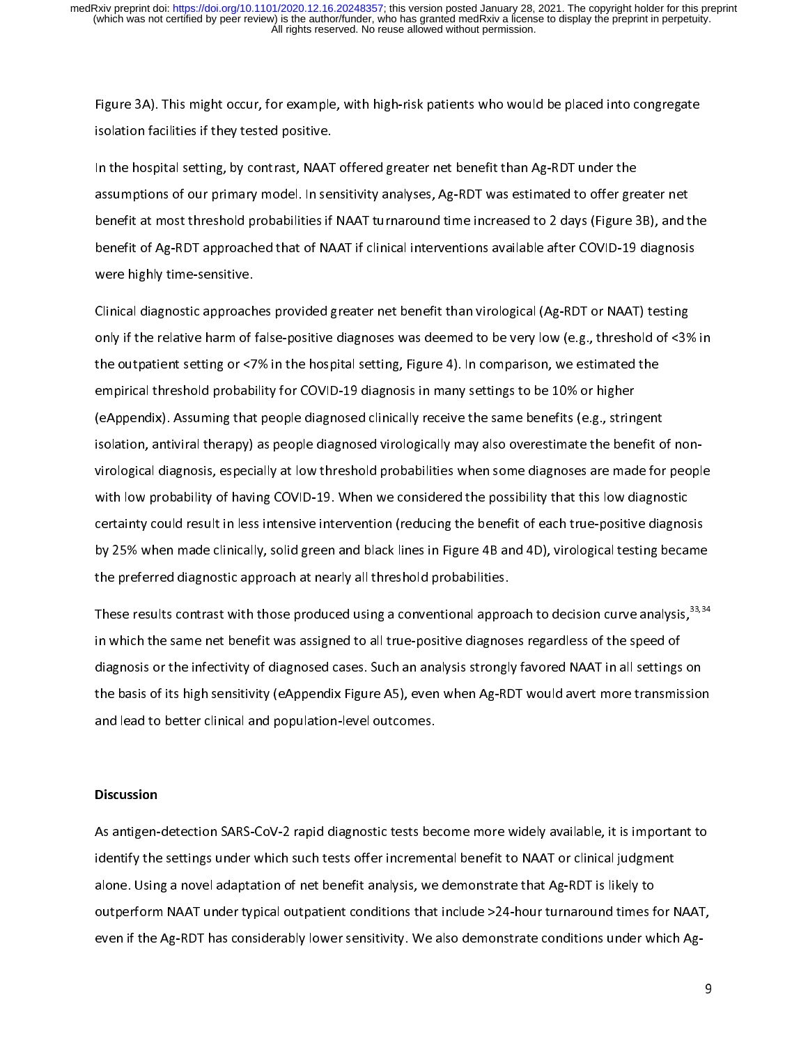Figure 3A). This might occur, for example, with high-risk patients who would be placed into congregate isolation facilities if they tested positive.

In the hospital setting, by contrast, NAAT offered greater net benefit than Ag-RDT under the assumptions of our primary model. In sensitivity analyses, Ag-RDT was estimated to offer greater net benefit at most threshold probabilities if NAAT turnaround time increased to 2 days (Figure 3B), and the benefit of Ag-RDT approached that of NAAT if clinical interventions available after COVID-19 diagnosis were highly time-sensitive.

Clinical diagnostic approaches provided greater net benefit than virological (Ag-RDT or NAAT) testing only if the relative harm of false-positive diagnoses was deemed to be very low (e.g., threshold of <3% in the outpatient setting or <7% in the hospital setting, Figure 4). In comparison, we estimated the empirical threshold probability for COVID-19 diagnosis in many settings to be 10% or higher (eAppendix). Assuming that people diagnosed clinically receive the same benefits (e.g., stringent isolation, antiviral therapy) as people diagnosed virologically may also overestimate the benefit of non-virological diagnosis, especially at low threshold probabilities when some diagnoses are made for people with low probability of having COVID-19. When we considered the possibility that this low diagnostic certainty could result in less intensive intervention (reducing the benefit of each true-positive diagnosis by 25% when made clinically, solid green and black lines in Figure 4B and 4D), virological testing became the preferred diagnostic approach at nearly all threshold probabilities.

These results contrast with those produced using a conventional approach to decision curve analysis,[33,34] in which the same net benefit was assigned to all true-positive diagnoses regardless of the speed of diagnosis or the infectivity of diagnosed cases. Such an analysis strongly favored NAAT in all settings on the basis of its high sensitivity (eAppendix Figure A5), even when Ag-RDT would avert more transmission and lead to better clinical and population-level outcomes.

## Discussion

As antigen-detection SARS-CoV-2 rapid diagnostic tests become more widely available, it is important to identify the settings under which such tests offer incremental benefit to NAAT or clinical judgment alone. Using a novel adaptation of net benefit analysis, we demonstrate that Ag-RDT is likely to outperform NAAT under typical outpatient conditions that include >24-hour turnaround times for NAAT, even if the Ag-RDT has considerably lower sensitivity. We also demonstrate conditions under which Ag-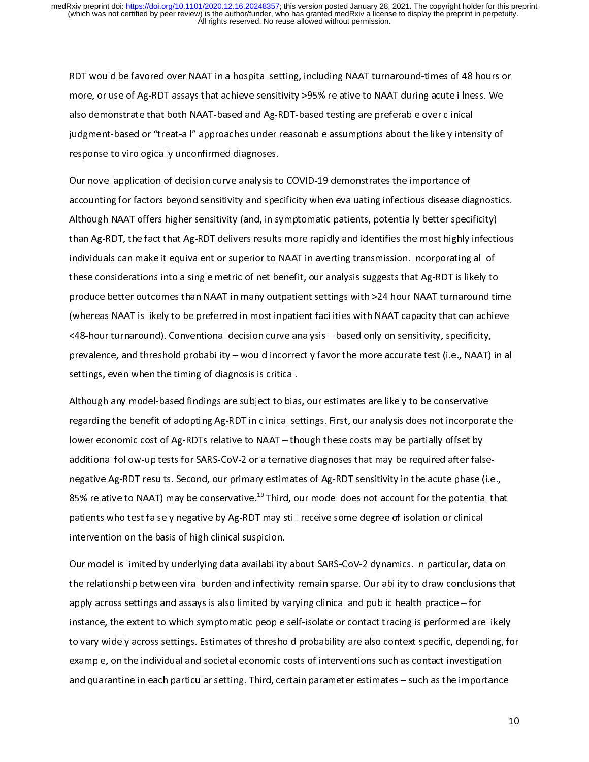RDT would be favored over NAAT in a hospital setting, including NAAT turnaround-times of 48 hours or more, or use of Ag-RDT assays that achieve sensitivity >95% relative to NAAT during acute illness. We also demonstrate that both NAAT-based and Ag-RDT-based testing are preferable over clinical judgment-based or "treat-all" approaches under reasonable assumptions about the likely intensity of response to virologically unconfirmed diagnoses.

Our novel application of decision curve analysis to COVID-19 demonstrates the importance of accounting for factors beyond sensitivity and specificity when evaluating infectious disease diagnostics. Although NAAT offers higher sensitivity (and, in symptomatic patients, potentially better specificity) than Ag-RDT, the fact that Ag-RDT delivers results more rapidly and identifies the most highly infectious individuals can make it equivalent or superior to NAAT in averting transmission. Incorporating all of these considerations into a single metric of net benefit, our analysis suggests that Ag-RDT is likely to produce better outcomes than NAAT in many outpatient settings with >24 hour NAAT turnaround time (whereas NAAT is likely to be preferred in most inpatient facilities with NAAT capacity that can achieve <48-hour turnaround). Conventional decision curve analysis – based only on sensitivity, specificity, prevalence, and threshold probability – would incorrectly favor the more accurate test (i.e., NAAT) in all settings, even when the timing of diagnosis is critical.

Although any model-based findings are subject to bias, our estimates are likely to be conservative regarding the benefit of adopting Ag-RDT in clinical settings. First, our analysis does not incorporate the lower economic cost of Ag-RDTs relative to NAAT – though these costs may be partially offset by additional follow-up tests for SARS-CoV-2 or alternative diagnoses that may be required after false-negative Ag-RDT results. Second, our primary estimates of Ag-RDT sensitivity in the acute phase (i.e., 85% relative to NAAT) may be conservative.[19] Third, our model does not account for the potential that patients who test falsely negative by Ag-RDT may still receive some degree of isolation or clinical intervention on the basis of high clinical suspicion.

Our model is limited by underlying data availability about SARS-CoV-2 dynamics. In particular, data on the relationship between viral burden and infectivity remain sparse. Our ability to draw conclusions that apply across settings and assays is also limited by varying clinical and public health practice – for instance, the extent to which symptomatic people self-isolate or contact tracing is performed are likely to vary widely across settings. Estimates of threshold probability are also context specific, depending, for example, on the individual and societal economic costs of interventions such as contact investigation and quarantine in each particular setting. Third, certain parameter estimates – such as the importance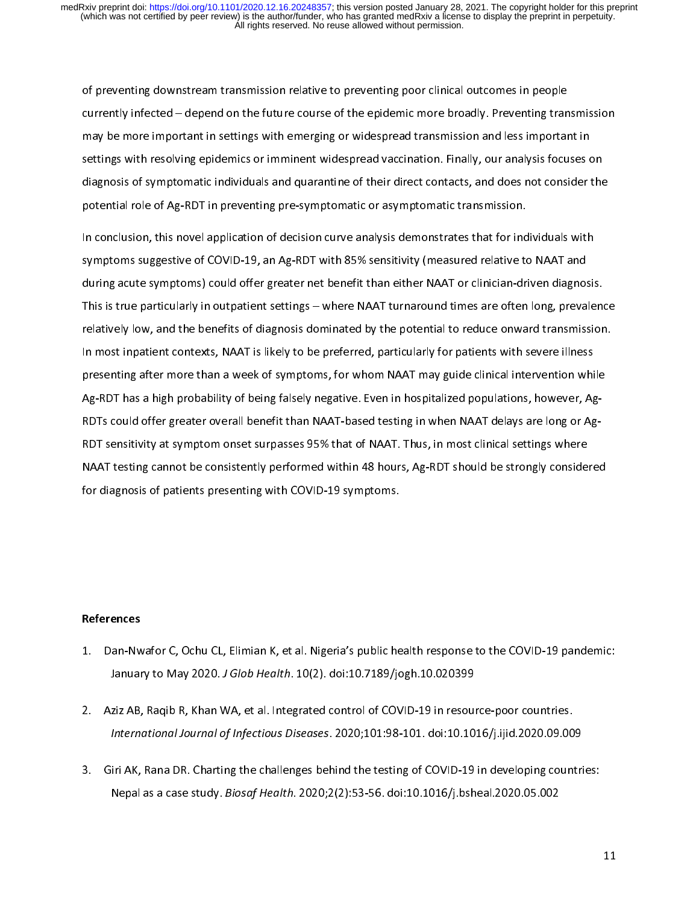of preventing downstream transmission relative to preventing poor clinical outcomes in people currently infected – depend on the future course of the epidemic more broadly. Preventing transmission may be more important in settings with emerging or widespread transmission and less important in settings with resolving epidemics or imminent widespread vaccination. Finally, our analysis focuses on diagnosis of symptomatic individuals and quarantine of their direct contacts, and does not consider the potential role of Ag-RDT in preventing pre-symptomatic or asymptomatic transmission.

In conclusion, this novel application of decision curve analysis demonstrates that for individuals with symptoms suggestive of COVID-19, an Ag-RDT with 85% sensitivity (measured relative to NAAT and during acute symptoms) could offer greater net benefit than either NAAT or clinician-driven diagnosis. This is true particularly in outpatient settings – where NAAT turnaround times are often long, prevalence relatively low, and the benefits of diagnosis dominated by the potential to reduce onward transmission. In most inpatient contexts, NAAT is likely to be preferred, particularly for patients with severe illness presenting after more than a week of symptoms, for whom NAAT may guide clinical intervention while Ag-RDT has a high probability of being falsely negative. Even in hospitalized populations, however, Ag-RDTs could offer greater overall benefit than NAAT-based testing in when NAAT delays are long or Ag-RDT sensitivity at symptom onset surpasses 95% that of NAAT. Thus, in most clinical settings where NAAT testing cannot be consistently performed within 48 hours, Ag-RDT should be strongly considered for diagnosis of patients presenting with COVID-19 symptoms.

## References

1. Dan-Nwafor C, Ochu CL, Elimian K, et al. Nigeria's public health response to the COVID-19 pandemic: January to May 2020. *J Glob Health*. 10(2). doi:10.7189/jogh.10.020399

2. Aziz AB, Raqib R, Khan WA, et al. Integrated control of COVID-19 in resource-poor countries. *International Journal of Infectious Diseases*. 2020;101:98-101. doi:10.1016/j.ijid.2020.09.009

3. Giri AK, Rana DR. Charting the challenges behind the testing of COVID-19 in developing countries: Nepal as a case study. *Biosaf Health*. 2020;2(2):53-56. doi:10.1016/j.bsheal.2020.05.002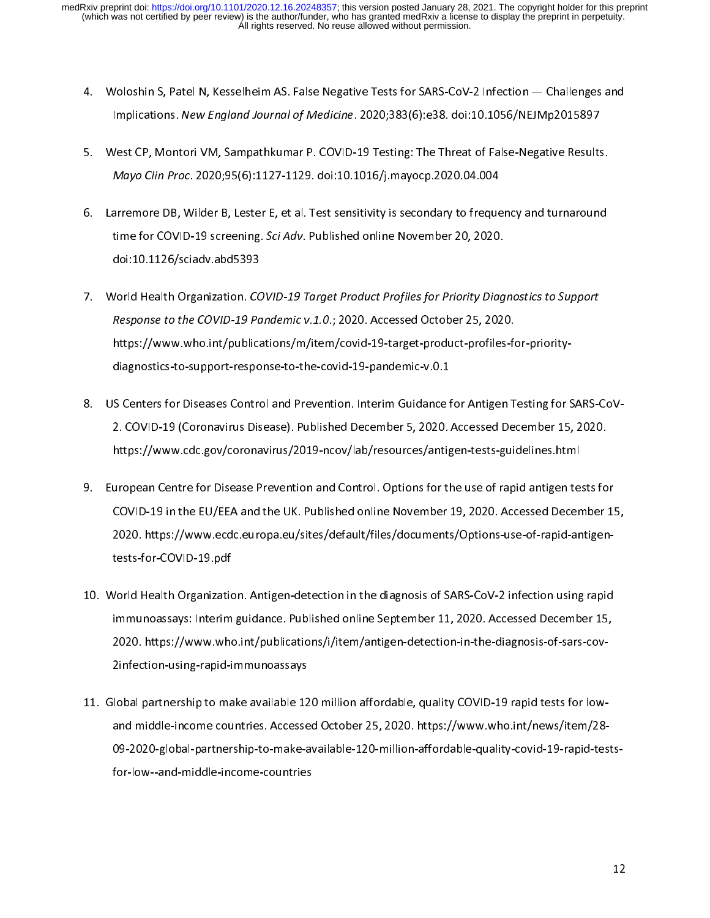4. Woloshin S, Patel N, Kesselheim AS. False Negative Tests for SARS-CoV-2 Infection — Challenges and Implications. *New England Journal of Medicine*. 2020;383(6):e38. doi:10.1056/NEJMp2015897

5. West CP, Montori VM, Sampathkumar P. COVID-19 Testing: The Threat of False-Negative Results. *Mayo Clin Proc*. 2020;95(6):1127-1129. doi:10.1016/j.mayocp.2020.04.004

6. Larremore DB, Wilder B, Lester E, et al. Test sensitivity is secondary to frequency and turnaround time for COVID-19 screening. *Sci Adv*. Published online November 20, 2020. doi:10.1126/sciadv.abd5393

7. World Health Organization. *COVID-19 Target Product Profiles for Priority Diagnostics to Support Response to the COVID-19 Pandemic v.1.0.*; 2020. Accessed October 25, 2020. https://www.who.int/publications/m/item/covid-19-target-product-profiles-for-priority-diagnostics-to-support-response-to-the-covid-19-pandemic-v.0.1

8. US Centers for Diseases Control and Prevention. Interim Guidance for Antigen Testing for SARS-CoV-2. COVID-19 (Coronavirus Disease). Published December 5, 2020. Accessed December 15, 2020. https://www.cdc.gov/coronavirus/2019-ncov/lab/resources/antigen-tests-guidelines.html

9. European Centre for Disease Prevention and Control. Options for the use of rapid antigen tests for COVID-19 in the EU/EEA and the UK. Published online November 19, 2020. Accessed December 15, 2020. https://www.ecdc.europa.eu/sites/default/files/documents/Options-use-of-rapid-antigen-tests-for-COVID-19.pdf

10. World Health Organization. Antigen-detection in the diagnosis of SARS-CoV-2 infection using rapid immunoassays: Interim guidance. Published online September 11, 2020. Accessed December 15, 2020. https://www.who.int/publications/i/item/antigen-detection-in-the-diagnosis-of-sars-cov-2infection-using-rapid-immunoassays

11. Global partnership to make available 120 million affordable, quality COVID-19 rapid tests for low- and middle-income countries. Accessed October 25, 2020. https://www.who.int/news/item/28-09-2020-global-partnership-to-make-available-120-million-affordable-quality-covid-19-rapid-tests-for-low--and-middle-income-countries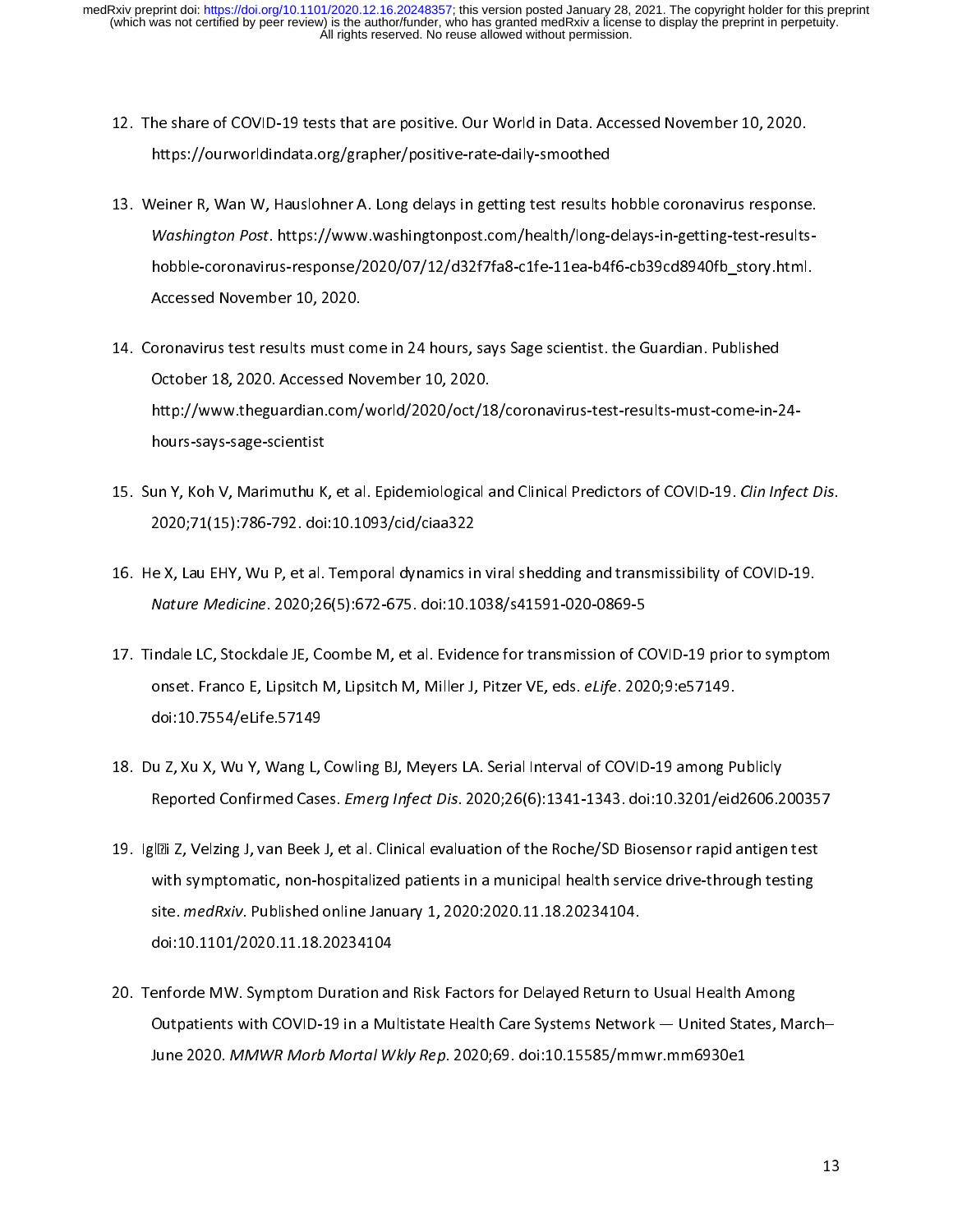12. The share of COVID-19 tests that are positive. Our World in Data. Accessed November 10, 2020. https://ourworldindata.org/grapher/positive-rate-daily-smoothed

13. Weiner R, Wan W, Hauslohner A. Long delays in getting test results hobble coronavirus response. *Washington Post*. https://www.washingtonpost.com/health/long-delays-in-getting-test-results-hobble-coronavirus-response/2020/07/12/d32f7fa8-c1fe-11ea-b4f6-cb39cd8940fb_story.html. Accessed November 10, 2020.

14. Coronavirus test results must come in 24 hours, says Sage scientist. the Guardian. Published October 18, 2020. Accessed November 10, 2020. http://www.theguardian.com/world/2020/oct/18/coronavirus-test-results-must-come-in-24-hours-says-sage-scientist

15. Sun Y, Koh V, Marimuthu K, et al. Epidemiological and Clinical Predictors of COVID-19. *Clin Infect Dis*. 2020;71(15):786-792. doi:10.1093/cid/ciaa322

16. He X, Lau EHY, Wu P, et al. Temporal dynamics in viral shedding and transmissibility of COVID-19. *Nature Medicine*. 2020;26(5):672-675. doi:10.1038/s41591-020-0869-5

17. Tindale LC, Stockdale JE, Coombe M, et al. Evidence for transmission of COVID-19 prior to symptom onset. Franco E, Lipsitch M, Lipsitch M, Miller J, Pitzer VE, eds. *eLife*. 2020;9:e57149. doi:10.7554/eLife.57149

18. Du Z, Xu X, Wu Y, Wang L, Cowling BJ, Meyers LA. Serial Interval of COVID-19 among Publicly Reported Confirmed Cases. *Emerg Infect Dis*. 2020;26(6):1341-1343. doi:10.3201/eid2606.200357

19. Igl�i Z, Velzing J, van Beek J, et al. Clinical evaluation of the Roche/SD Biosensor rapid antigen test with symptomatic, non-hospitalized patients in a municipal health service drive-through testing site. *medRxiv*. Published online January 1, 2020:2020.11.18.20234104. doi:10.1101/2020.11.18.20234104

20. Tenforde MW. Symptom Duration and Risk Factors for Delayed Return to Usual Health Among Outpatients with COVID-19 in a Multistate Health Care Systems Network — United States, March–June 2020. *MMWR Morb Mortal Wkly Rep*. 2020;69. doi:10.15585/mmwr.mm6930e1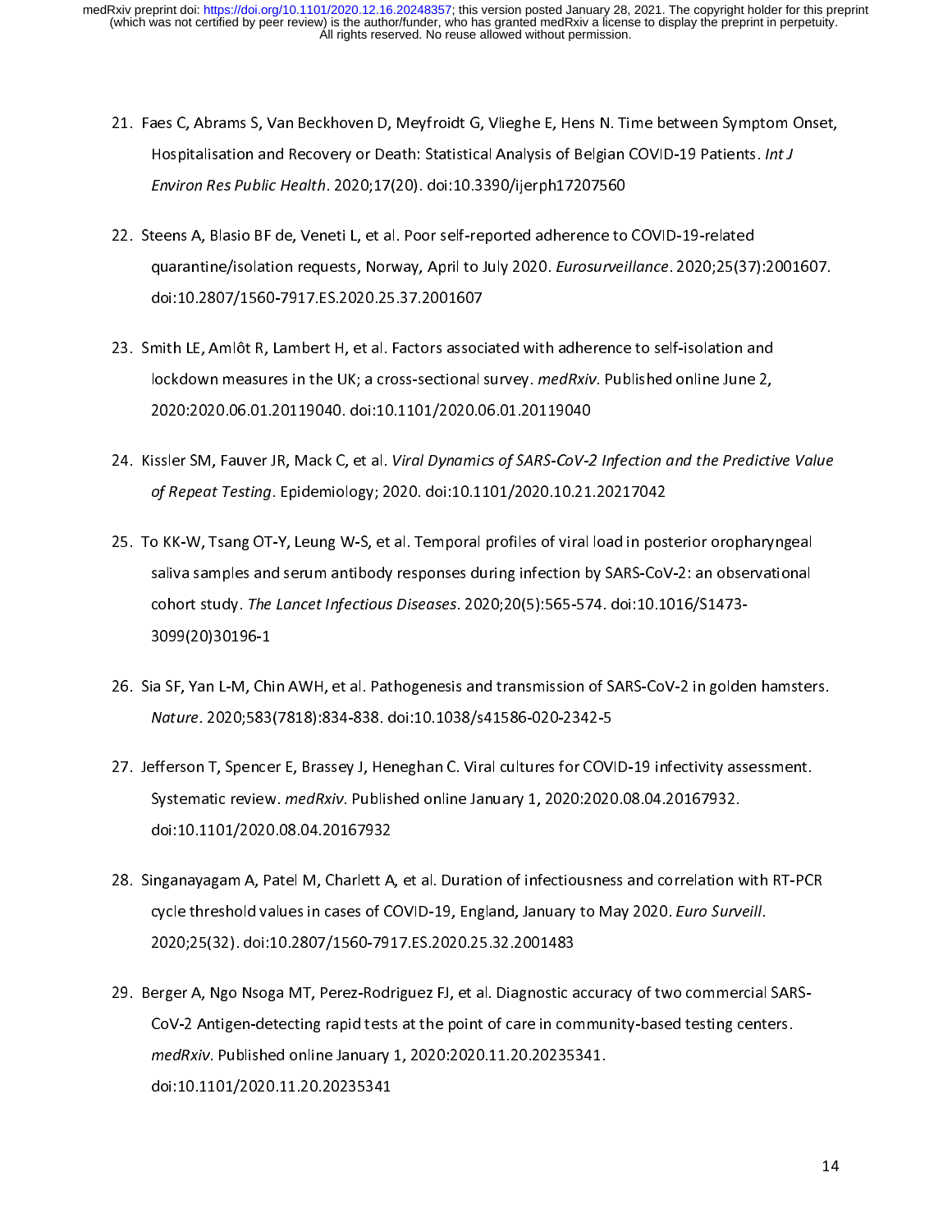21. Faes C, Abrams S, Van Beckhoven D, Meyfroidt G, Vlieghe E, Hens N. Time between Symptom Onset, Hospitalisation and Recovery or Death: Statistical Analysis of Belgian COVID-19 Patients. *Int J Environ Res Public Health*. 2020;17(20). doi:10.3390/ijerph17207560

22. Steens A, Blasio BF de, Veneti L, et al. Poor self-reported adherence to COVID-19-related quarantine/isolation requests, Norway, April to July 2020. *Eurosurveillance*. 2020;25(37):2001607. doi:10.2807/1560-7917.ES.2020.25.37.2001607

23. Smith LE, Amlôt R, Lambert H, et al. Factors associated with adherence to self-isolation and lockdown measures in the UK; a cross-sectional survey. *medRxiv*. Published online June 2, 2020:2020.06.01.20119040. doi:10.1101/2020.06.01.20119040

24. Kissler SM, Fauver JR, Mack C, et al. *Viral Dynamics of SARS-CoV-2 Infection and the Predictive Value of Repeat Testing*. Epidemiology; 2020. doi:10.1101/2020.10.21.20217042

25. To KK-W, Tsang OT-Y, Leung W-S, et al. Temporal profiles of viral load in posterior oropharyngeal saliva samples and serum antibody responses during infection by SARS-CoV-2: an observational cohort study. *The Lancet Infectious Diseases*. 2020;20(5):565-574. doi:10.1016/S1473-3099(20)30196-1

26. Sia SF, Yan L-M, Chin AWH, et al. Pathogenesis and transmission of SARS-CoV-2 in golden hamsters. *Nature*. 2020;583(7818):834-838. doi:10.1038/s41586-020-2342-5

27. Jefferson T, Spencer E, Brassey J, Heneghan C. Viral cultures for COVID-19 infectivity assessment. Systematic review. *medRxiv*. Published online January 1, 2020:2020.08.04.20167932. doi:10.1101/2020.08.04.20167932

28. Singanayagam A, Patel M, Charlett A, et al. Duration of infectiousness and correlation with RT-PCR cycle threshold values in cases of COVID-19, England, January to May 2020. *Euro Surveill*. 2020;25(32). doi:10.2807/1560-7917.ES.2020.25.32.2001483

29. Berger A, Ngo Nsoga MT, Perez-Rodriguez FJ, et al. Diagnostic accuracy of two commercial SARS-CoV-2 Antigen-detecting rapid tests at the point of care in community-based testing centers. *medRxiv*. Published online January 1, 2020:2020.11.20.20235341. doi:10.1101/2020.11.20.20235341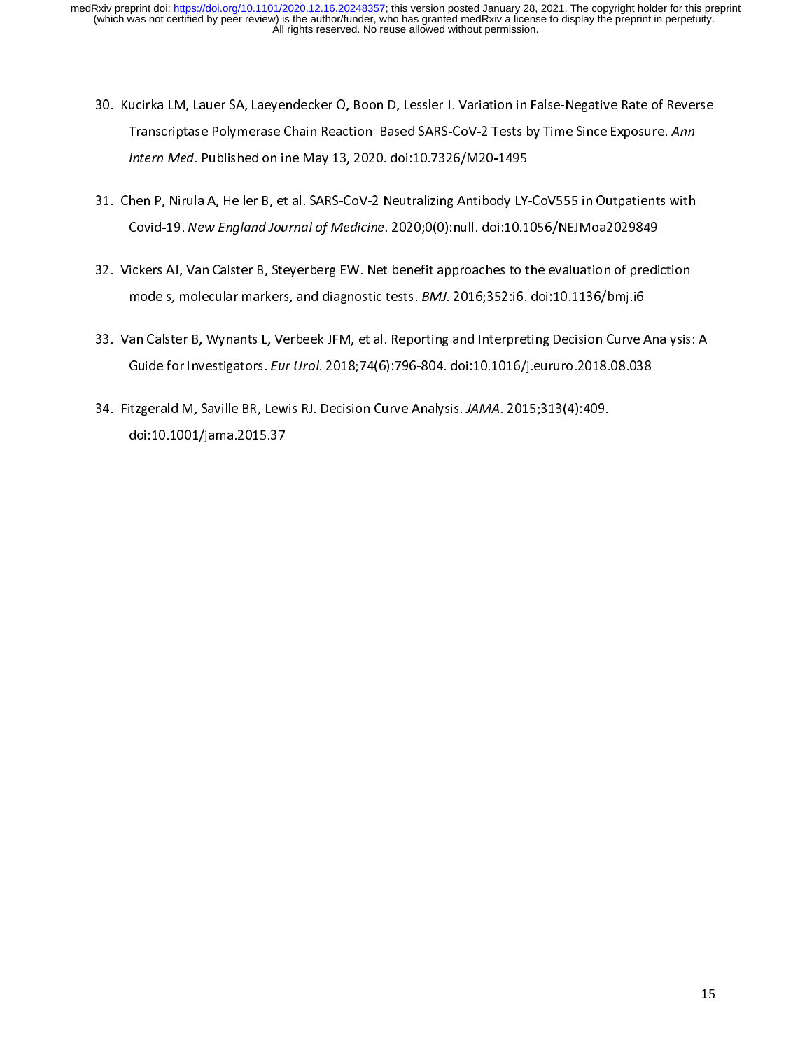30. Kucirka LM, Lauer SA, Laeyendecker O, Boon D, Lessler J. Variation in False-Negative Rate of Reverse Transcriptase Polymerase Chain Reaction–Based SARS-CoV-2 Tests by Time Since Exposure. *Ann Intern Med*. Published online May 13, 2020. doi:10.7326/M20-1495

31. Chen P, Nirula A, Heller B, et al. SARS-CoV-2 Neutralizing Antibody LY-CoV555 in Outpatients with Covid-19. *New England Journal of Medicine*. 2020;0(0):null. doi:10.1056/NEJMoa2029849

32. Vickers AJ, Van Calster B, Steyerberg EW. Net benefit approaches to the evaluation of prediction models, molecular markers, and diagnostic tests. *BMJ*. 2016;352:i6. doi:10.1136/bmj.i6

33. Van Calster B, Wynants L, Verbeek JFM, et al. Reporting and Interpreting Decision Curve Analysis: A Guide for Investigators. *Eur Urol*. 2018;74(6):796-804. doi:10.1016/j.eururo.2018.08.038

34. Fitzgerald M, Saville BR, Lewis RJ. Decision Curve Analysis. *JAMA*. 2015;313(4):409. doi:10.1001/jama.2015.37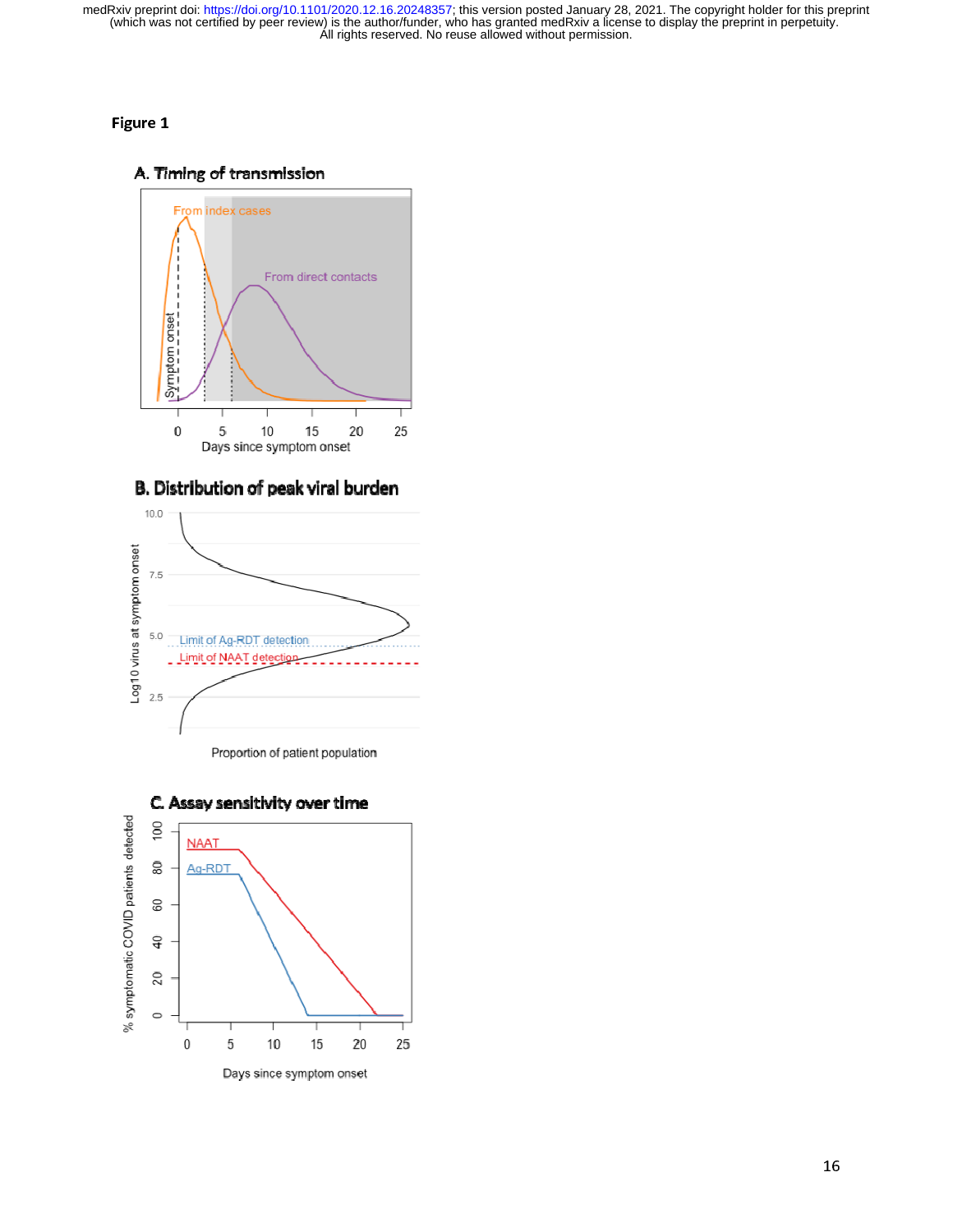**Figure 1**

**A. Timing of transmission**

From index cases

From direct contacts

Symptom onset

Days since symptom onset

**B. Distribution of peak viral burden**

Limit of Ag-RDT detection

Limit of NAAT detection

Log10 virus at symptom onset

Proportion of patient population

**C. Assay sensitivity over time**

NAAT

Ag-RDT

% symptomatic COVID patients detected

Days since symptom onset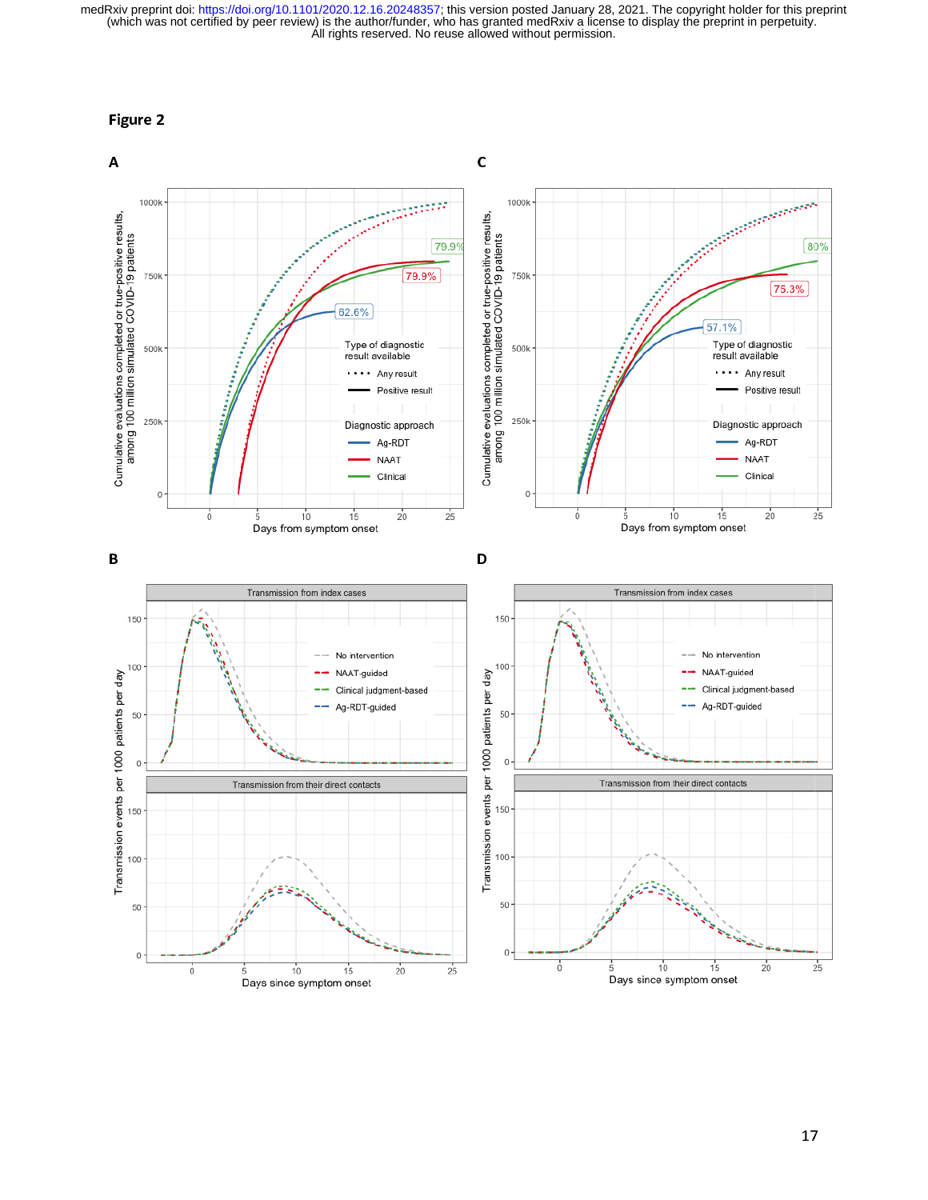# Figure 2

**A**

Cumulative evaluations completed or true-positive results, among 100 million simulated COVID-19 patients

Type of diagnostic result available: Any result; Positive result

Diagnostic approach: Ag-RDT; NAAT; Clinical

79.9% (Clinical), 79.9% (NAAT), 62.6% (Ag-RDT)

Days from symptom onset

**C**

Cumulative evaluations completed or true-positive results, among 100 million simulated COVID-19 patients

Type of diagnostic result available: Any result; Positive result

Diagnostic approach: Ag-RDT; NAAT; Clinical

80% (Clinical), 75.3% (NAAT), 57.1% (Ag-RDT)

Days from symptom onset

**B**

Transmission from index cases

Transmission from their direct contacts

No intervention; NAAT-guided; Clinical judgment-based; Ag-RDT-guided

Transmission events per day per 1000 patients

Days since symptom onset

**D**

Transmission from index cases

Transmission from their direct contacts

No intervention; NAAT-guided; Clinical judgment-based; Ag-RDT-guided

Transmission events per day per 1000 patients

Days since symptom onset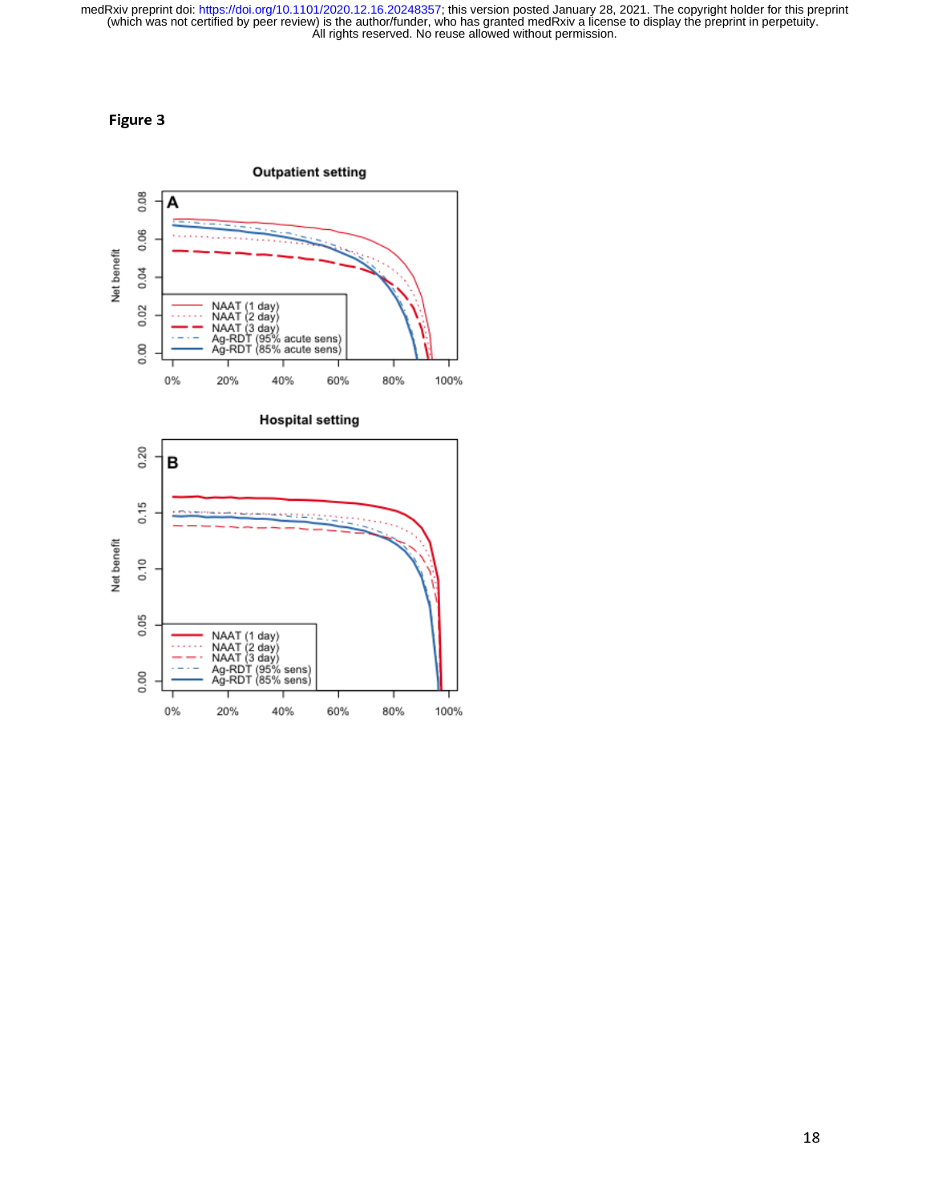**Figure 3**

**Outpatient setting**

A

Net benefit

- NAAT (1 day)
- NAAT (2 day)
- NAAT (3 day)
- Ag-RDT (95% acute sens)
- Ag-RDT (85% acute sens)

0%  20%  40%  60%  80%  100%

**Hospital setting**

B

Net benefit

- NAAT (1 day)
- NAAT (2 day)
- NAAT (3 day)
- Ag-RDT (95% sens)
- Ag-RDT (85% sens)

0%  20%  40%  60%  80%  100%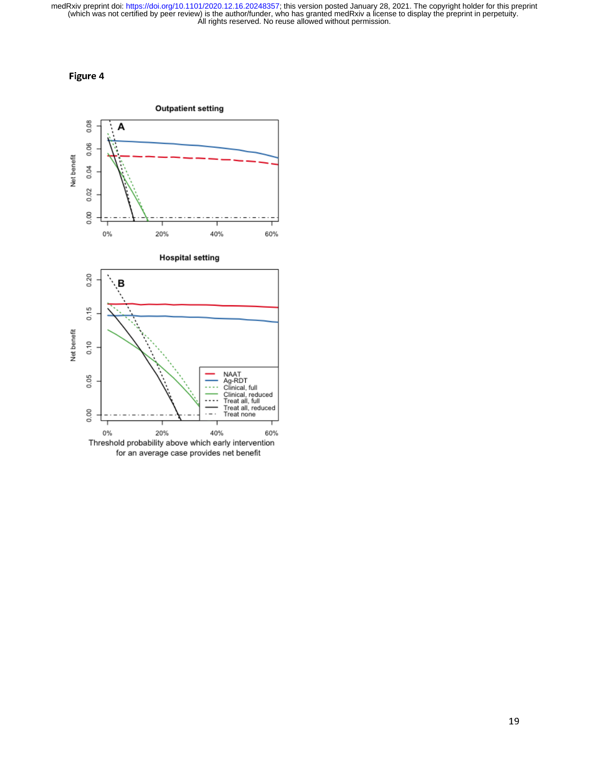**Figure 4**

Outpatient setting

A

Hospital setting

B

Net benefit

Threshold probability above which early intervention for an average case provides net benefit

NAAT
Ag-RDT
Clinical, full
Clinical, reduced
Treat all, full
Treat all, reduced
Treat none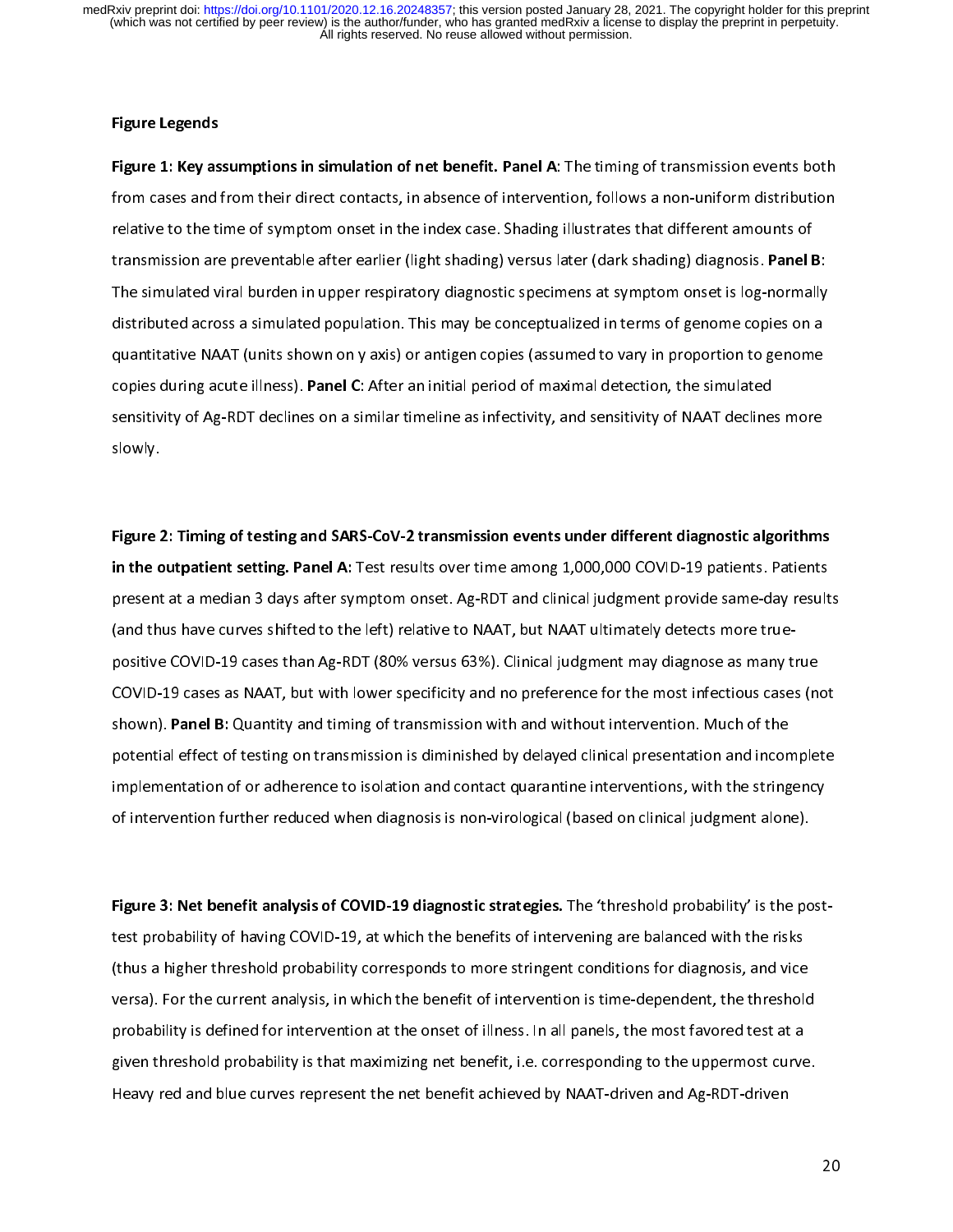## Figure Legends

**Figure 1: Key assumptions in simulation of net benefit. Panel A**: The timing of transmission events both from cases and from their direct contacts, in absence of intervention, follows a non-uniform distribution relative to the time of symptom onset in the index case. Shading illustrates that different amounts of transmission are preventable after earlier (light shading) versus later (dark shading) diagnosis. **Panel B**: The simulated viral burden in upper respiratory diagnostic specimens at symptom onset is log-normally distributed across a simulated population. This may be conceptualized in terms of genome copies on a quantitative NAAT (units shown on y axis) or antigen copies (assumed to vary in proportion to genome copies during acute illness). **Panel C**: After an initial period of maximal detection, the simulated sensitivity of Ag-RDT declines on a similar timeline as infectivity, and sensitivity of NAAT declines more slowly.

**Figure 2: Timing of testing and SARS-CoV-2 transmission events under different diagnostic algorithms in the outpatient setting. Panel A**: Test results over time among 1,000,000 COVID-19 patients. Patients present at a median 3 days after symptom onset. Ag-RDT and clinical judgment provide same-day results (and thus have curves shifted to the left) relative to NAAT, but NAAT ultimately detects more true-positive COVID-19 cases than Ag-RDT (80% versus 63%). Clinical judgment may diagnose as many true COVID-19 cases as NAAT, but with lower specificity and no preference for the most infectious cases (not shown). **Panel B**: Quantity and timing of transmission with and without intervention. Much of the potential effect of testing on transmission is diminished by delayed clinical presentation and incomplete implementation of or adherence to isolation and contact quarantine interventions, with the stringency of intervention further reduced when diagnosis is non-virological (based on clinical judgment alone).

**Figure 3: Net benefit analysis of COVID-19 diagnostic strategies.** The 'threshold probability' is the post-test probability of having COVID-19, at which the benefits of intervening are balanced with the risks (thus a higher threshold probability corresponds to more stringent conditions for diagnosis, and vice versa). For the current analysis, in which the benefit of intervention is time-dependent, the threshold probability is defined for intervention at the onset of illness. In all panels, the most favored test at a given threshold probability is that maximizing net benefit, i.e. corresponding to the uppermost curve. Heavy red and blue curves represent the net benefit achieved by NAAT-driven and Ag-RDT-driven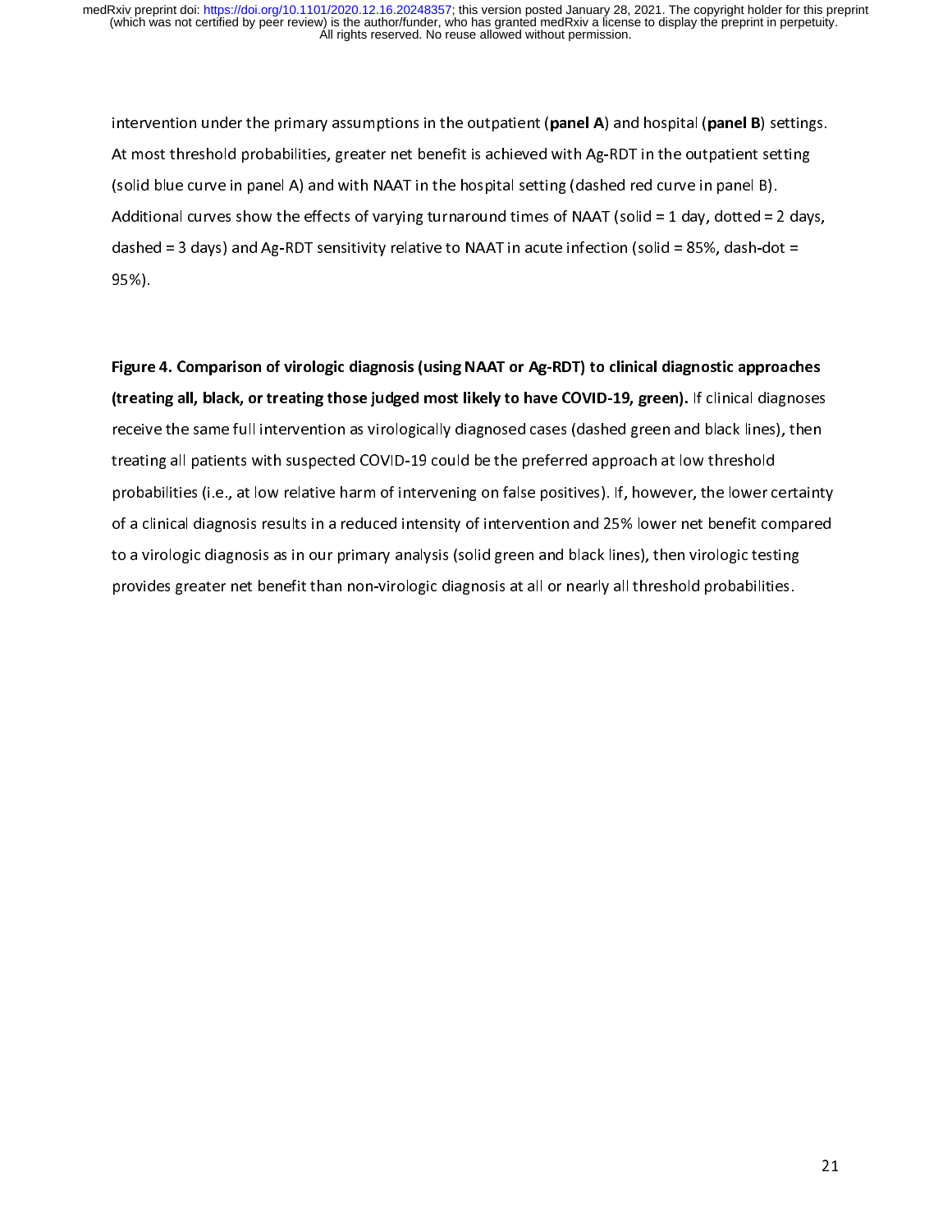intervention under the primary assumptions in the outpatient (**panel A**) and hospital (**panel B**) settings. At most threshold probabilities, greater net benefit is achieved with Ag-RDT in the outpatient setting (solid blue curve in panel A) and with NAAT in the hospital setting (dashed red curve in panel B). Additional curves show the effects of varying turnaround times of NAAT (solid = 1 day, dotted = 2 days, dashed = 3 days) and Ag-RDT sensitivity relative to NAAT in acute infection (solid = 85%, dash-dot = 95%).

**Figure 4. Comparison of virologic diagnosis (using NAAT or Ag-RDT) to clinical diagnostic approaches (treating all, black, or treating those judged most likely to have COVID-19, green).** If clinical diagnoses receive the same full intervention as virologically diagnosed cases (dashed green and black lines), then treating all patients with suspected COVID-19 could be the preferred approach at low threshold probabilities (i.e., at low relative harm of intervening on false positives). If, however, the lower certainty of a clinical diagnosis results in a reduced intensity of intervention and 25% lower net benefit compared to a virologic diagnosis as in our primary analysis (solid green and black lines), then virologic testing provides greater net benefit than non-virologic diagnosis at all or nearly all threshold probabilities.